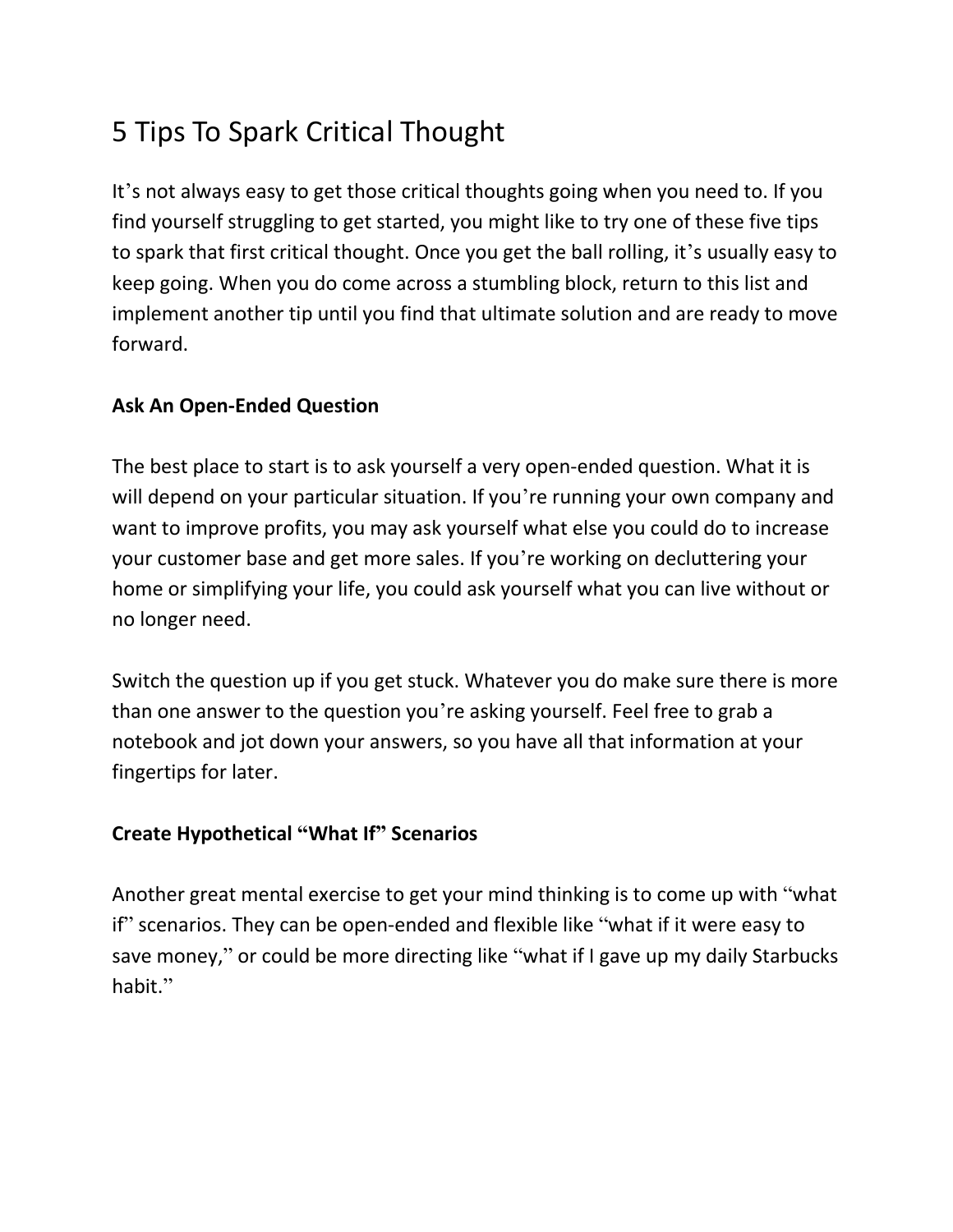# 5 Tips To Spark Critical Thought

It's not always easy to get those critical thoughts going when you need to. If you find yourself struggling to get started, you might like to try one of these five tips to spark that first critical thought. Once you get the ball rolling, it's usually easy to keep going. When you do come across a stumbling block, return to this list and implement another tip until you find that ultimate solution and are ready to move forward.

### Ask An Open-Ended Question

The best place to start is to ask yourself a very open-ended question. What it is will depend on your particular situation. If you're running your own company and want to improve profits, you may ask yourself what else you could do to increase your customer base and get more sales. If you're working on decluttering your home or simplifying your life, you could ask yourself what you can live without or no longer need.

Switch the question up if you get stuck. Whatever you do make sure there is more than one answer to the question you're asking yourself. Feel free to grab a notebook and jot down your answers, so you have all that information at your fingertips for later.

### Create Hypothetical "What If" Scenarios

Another great mental exercise to get your mind thinking is to come up with "what if" scenarios. They can be open-ended and flexible like "what if it were easy to save money," or could be more directing like "what if I gave up my daily Starbucks habit."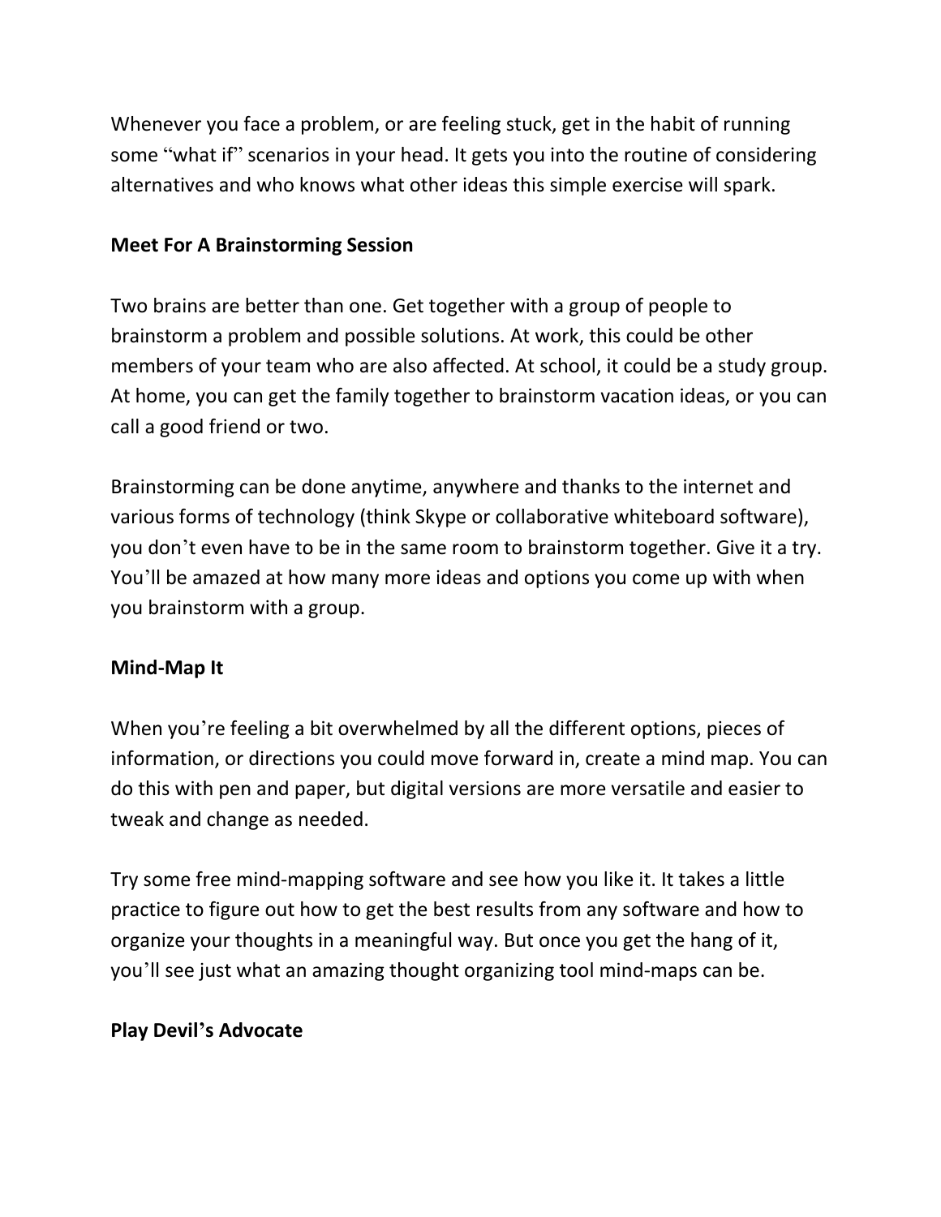Whenever you face a problem, or are feeling stuck, get in the habit of running some "what if" scenarios in your head. It gets you into the routine of considering alternatives and who knows what other ideas this simple exercise will spark.

**Meet For A Brainstorming Session**

Two brains are better than one. Get together with a group of people to brainstorm a problem and possible solutions. At work, this could be other members of your team who are also affected. At school, it could be a study group. At home, you can get the family together to brainstorm vacation ideas, or you can call a good friend or two.

Brainstorming can be done anytime, anywhere and thanks to the internet and various forms of technology (think Skype or collaborative whiteboard software), you don't even have to be in the same room to brainstorm together. Give it a try. You'll be amazed at how many more ideas and options you come up with when you brainstorm with a group.

**Mind-Map It**

When you're feeling a bit overwhelmed by all the different options, pieces of information, or directions you could move forward in, create a mind map. You can do this with pen and paper, but digital versions are more versatile and easier to tweak and change as needed.

Try some free mind-mapping software and see how you like it. It takes a little practice to figure out how to get the best results from any software and how to organize your thoughts in a meaningful way. But once you get the hang of it, you'll see just what an amazing thought organizing tool mind-maps can be.

**Play Devil's Advocate**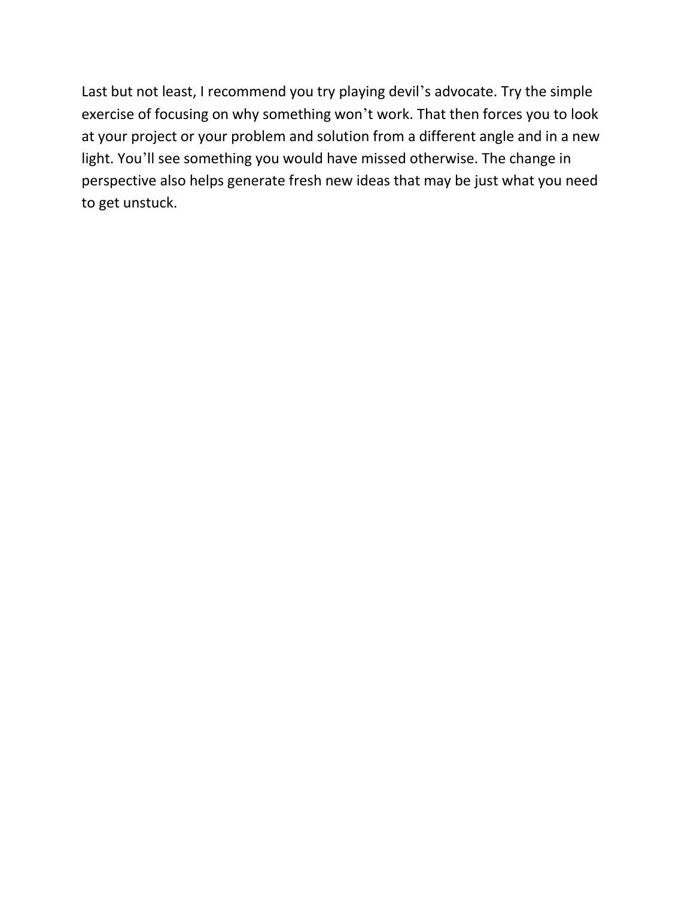Last but not least, I recommend you try playing devil's advocate. Try the simple exercise of focusing on why something won't work. That then forces you to look at your project or your problem and solution from a different angle and in a new light. You'll see something you would have missed otherwise. The change in perspective also helps generate fresh new ideas that may be just what you need to get unstuck.